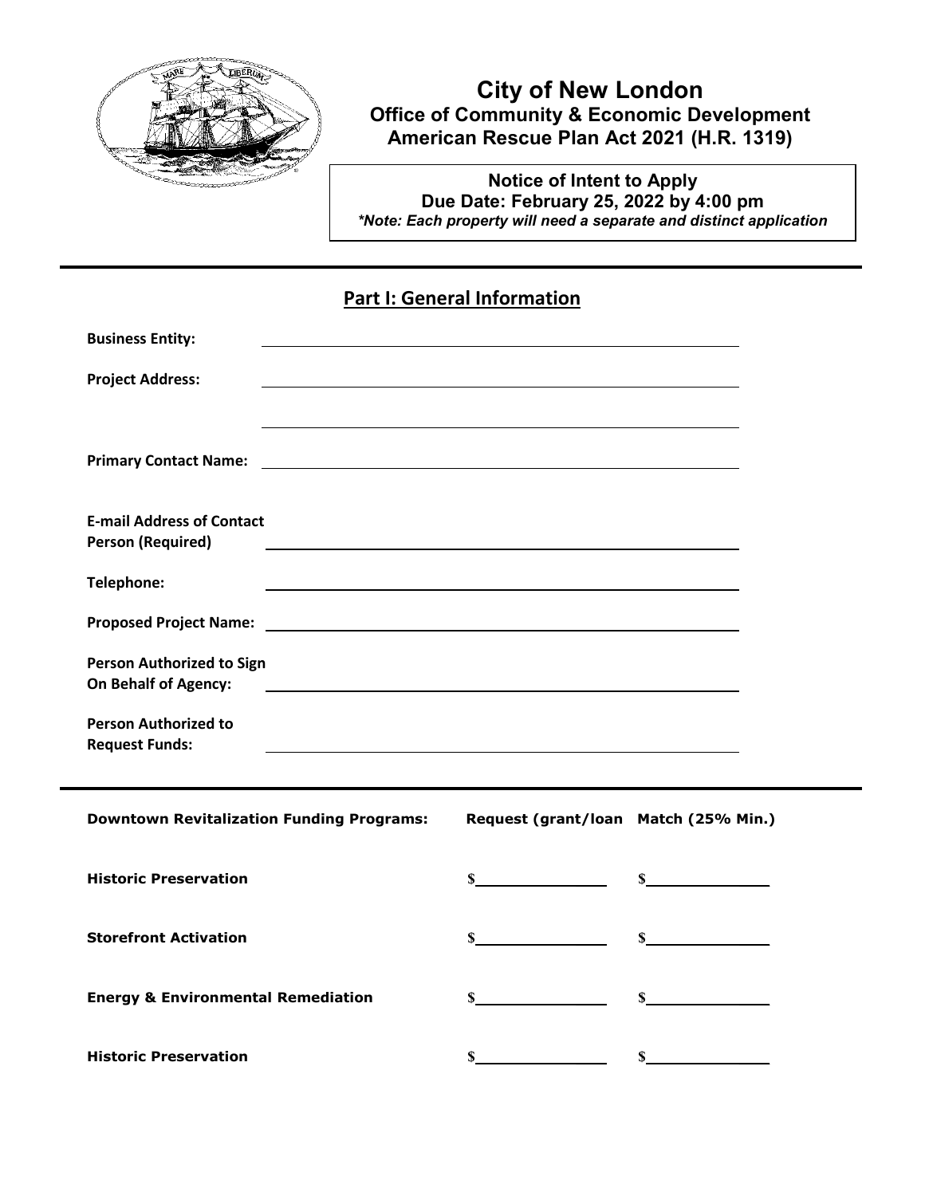# City of New London

**Office of Community & Economic Development**
**American Rescue Plan Act 2021 (H.R. 1319)**

**Notice of Intent to Apply**
**Due Date: February 25, 2022 by 4:00 pm**
***Note: Each property will need a separate and distinct application***

## Part I: General Information

**Business Entity:** \_\_\_\_\_\_\_\_\_\_\_\_\_\_\_\_\_\_\_\_\_\_\_\_\_\_\_\_\_\_\_\_\_\_\_\_\_\_\_\_

**Project Address:** \_\_\_\_\_\_\_\_\_\_\_\_\_\_\_\_\_\_\_\_\_\_\_\_\_\_\_\_\_\_\_\_\_\_\_\_\_\_\_\_

\_\_\_\_\_\_\_\_\_\_\_\_\_\_\_\_\_\_\_\_\_\_\_\_\_\_\_\_\_\_\_\_\_\_\_\_\_\_\_\_

**Primary Contact Name:** \_\_\_\_\_\_\_\_\_\_\_\_\_\_\_\_\_\_\_\_\_\_\_\_\_\_\_\_\_\_\_\_\_\_\_\_\_\_\_\_

**E-mail Address of Contact Person (Required)** \_\_\_\_\_\_\_\_\_\_\_\_\_\_\_\_\_\_\_\_\_\_\_\_\_\_\_\_\_\_\_\_\_\_\_\_\_\_\_\_

**Telephone:** \_\_\_\_\_\_\_\_\_\_\_\_\_\_\_\_\_\_\_\_\_\_\_\_\_\_\_\_\_\_\_\_\_\_\_\_\_\_\_\_

**Proposed Project Name:** \_\_\_\_\_\_\_\_\_\_\_\_\_\_\_\_\_\_\_\_\_\_\_\_\_\_\_\_\_\_\_\_\_\_\_\_\_\_\_\_

**Person Authorized to Sign On Behalf of Agency:** \_\_\_\_\_\_\_\_\_\_\_\_\_\_\_\_\_\_\_\_\_\_\_\_\_\_\_\_\_\_\_\_\_\_\_\_\_\_\_\_

**Person Authorized to Request Funds:** \_\_\_\_\_\_\_\_\_\_\_\_\_\_\_\_\_\_\_\_\_\_\_\_\_\_\_\_\_\_\_\_\_\_\_\_\_\_\_\_

| Downtown Revitalization Funding Programs: | Request (grant/loan | Match (25% Min.) |
|---|---|---|
| Historic Preservation | $\_\_\_\_\_\_\_\_\_\_ | $\_\_\_\_\_\_\_\_\_\_ |
| Storefront Activation | $\_\_\_\_\_\_\_\_\_\_ | $\_\_\_\_\_\_\_\_\_\_ |
| Energy & Environmental Remediation | $\_\_\_\_\_\_\_\_\_\_ | $\_\_\_\_\_\_\_\_\_\_ |
| Historic Preservation | $\_\_\_\_\_\_\_\_\_\_ | $\_\_\_\_\_\_\_\_\_\_ |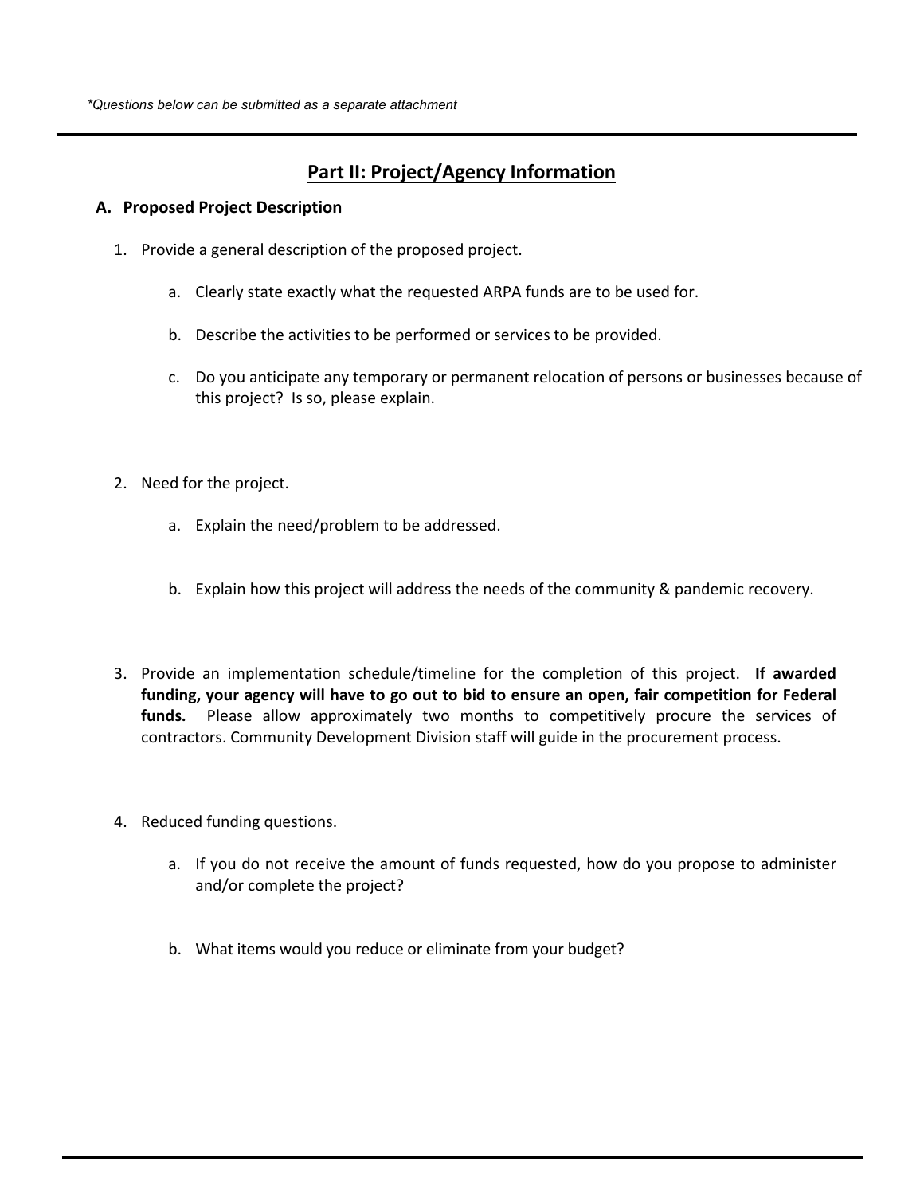*\*Questions below can be submitted as a separate attachment*

## Part II: Project/Agency Information

**A. Proposed Project Description**

1. Provide a general description of the proposed project.

   a. Clearly state exactly what the requested ARPA funds are to be used for.

   b. Describe the activities to be performed or services to be provided.

   c. Do you anticipate any temporary or permanent relocation of persons or businesses because of this project? Is so, please explain.

2. Need for the project.

   a. Explain the need/problem to be addressed.

   b. Explain how this project will address the needs of the community & pandemic recovery.

3. Provide an implementation schedule/timeline for the completion of this project. **If awarded funding, your agency will have to go out to bid to ensure an open, fair competition for Federal funds.** Please allow approximately two months to competitively procure the services of contractors. Community Development Division staff will guide in the procurement process.

4. Reduced funding questions.

   a. If you do not receive the amount of funds requested, how do you propose to administer and/or complete the project?

   b. What items would you reduce or eliminate from your budget?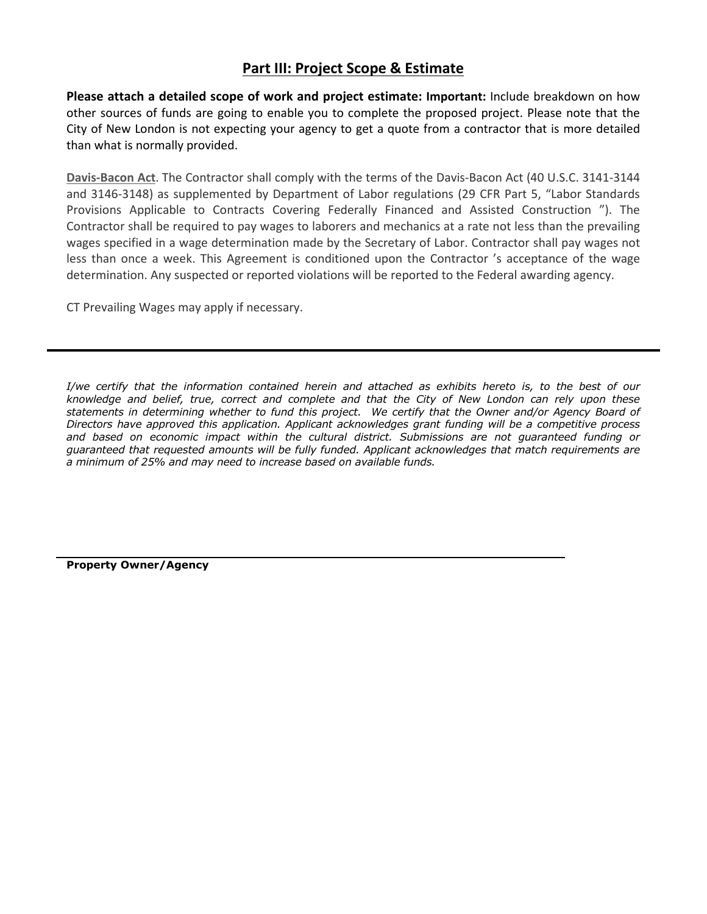## Part III: Project Scope & Estimate

**Please attach a detailed scope of work and project estimate: Important:** Include breakdown on how other sources of funds are going to enable you to complete the proposed project. Please note that the City of New London is not expecting your agency to get a quote from a contractor that is more detailed than what is normally provided.

**Davis-Bacon Act**. The Contractor shall comply with the terms of the Davis-Bacon Act (40 U.S.C. 3141-3144 and 3146-3148) as supplemented by Department of Labor regulations (29 CFR Part 5, "Labor Standards Provisions Applicable to Contracts Covering Federally Financed and Assisted Construction "). The Contractor shall be required to pay wages to laborers and mechanics at a rate not less than the prevailing wages specified in a wage determination made by the Secretary of Labor. Contractor shall pay wages not less than once a week. This Agreement is conditioned upon the Contractor 's acceptance of the wage determination. Any suspected or reported violations will be reported to the Federal awarding agency.

CT Prevailing Wages may apply if necessary.

---

*I/we certify that the information contained herein and attached as exhibits hereto is, to the best of our knowledge and belief, true, correct and complete and that the City of New London can rely upon these statements in determining whether to fund this project. We certify that the Owner and/or Agency Board of Directors have approved this application. Applicant acknowledges grant funding will be a competitive process and based on economic impact within the cultural district. Submissions are not guaranteed funding or guaranteed that requested amounts will be fully funded. Applicant acknowledges that match requirements are a minimum of 25% and may need to increase based on available funds.*

\_\_\_\_\_\_\_\_\_\_\_\_\_\_\_\_\_\_\_\_\_\_\_\_\_\_\_\_\_\_\_\_\_\_\_\_\_\_\_\_\_\_\_\_\_\_\_\_

**Property Owner/Agency**